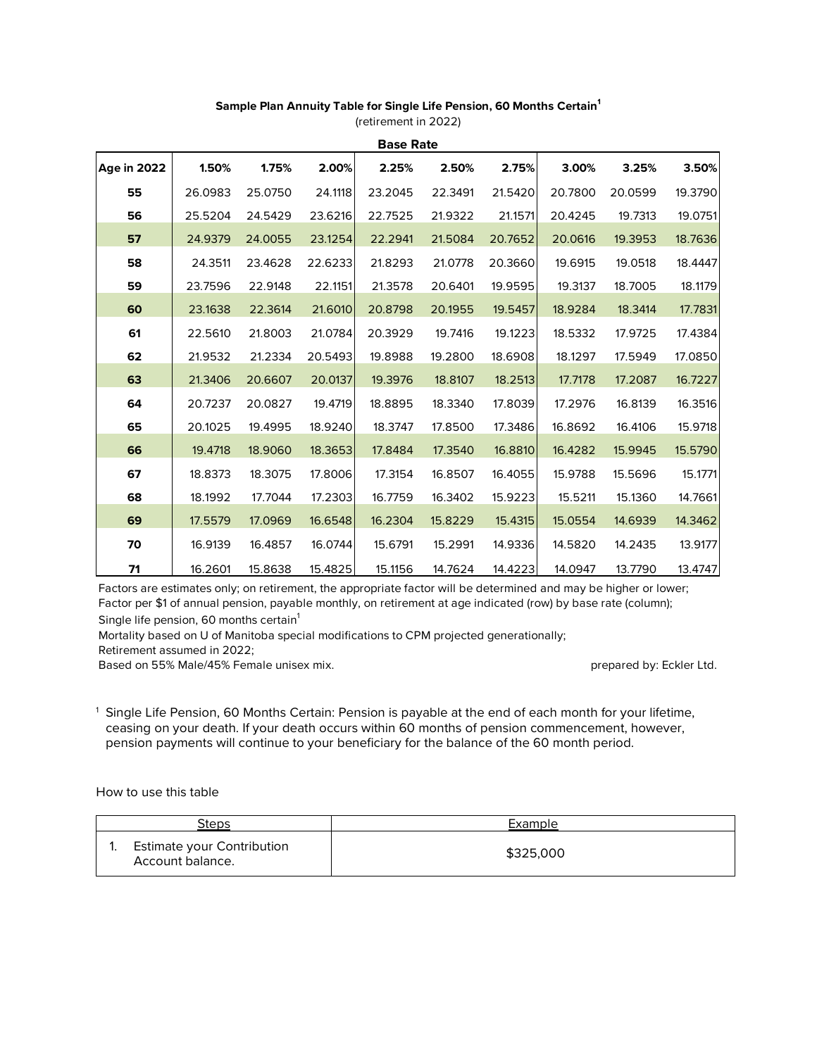**Sample Plan Annuity Table for Single Life Pension, 60 Months Certain[1]**

(retirement in 2022)

| | Base Rate | | | | | | | | |
|---|---|---|---|---|---|---|---|---|---|
| **Age in 2022** | **1.50%** | **1.75%** | **2.00%** | **2.25%** | **2.50%** | **2.75%** | **3.00%** | **3.25%** | **3.50%** |
| **55** | 26.0983 | 25.0750 | 24.1118 | 23.2045 | 22.3491 | 21.5420 | 20.7800 | 20.0599 | 19.3790 |
| **56** | 25.5204 | 24.5429 | 23.6216 | 22.7525 | 21.9322 | 21.1571 | 20.4245 | 19.7313 | 19.0751 |
| **57** | 24.9379 | 24.0055 | 23.1254 | 22.2941 | 21.5084 | 20.7652 | 20.0616 | 19.3953 | 18.7636 |
| **58** | 24.3511 | 23.4628 | 22.6233 | 21.8293 | 21.0778 | 20.3660 | 19.6915 | 19.0518 | 18.4447 |
| **59** | 23.7596 | 22.9148 | 22.1151 | 21.3578 | 20.6401 | 19.9595 | 19.3137 | 18.7005 | 18.1179 |
| **60** | 23.1638 | 22.3614 | 21.6010 | 20.8798 | 20.1955 | 19.5457 | 18.9284 | 18.3414 | 17.7831 |
| **61** | 22.5610 | 21.8003 | 21.0784 | 20.3929 | 19.7416 | 19.1223 | 18.5332 | 17.9725 | 17.4384 |
| **62** | 21.9532 | 21.2334 | 20.5493 | 19.8988 | 19.2800 | 18.6908 | 18.1297 | 17.5949 | 17.0850 |
| **63** | 21.3406 | 20.6607 | 20.0137 | 19.3976 | 18.8107 | 18.2513 | 17.7178 | 17.2087 | 16.7227 |
| **64** | 20.7237 | 20.0827 | 19.4719 | 18.8895 | 18.3340 | 17.8039 | 17.2976 | 16.8139 | 16.3516 |
| **65** | 20.1025 | 19.4995 | 18.9240 | 18.3747 | 17.8500 | 17.3486 | 16.8692 | 16.4106 | 15.9718 |
| **66** | 19.4718 | 18.9060 | 18.3653 | 17.8484 | 17.3540 | 16.8810 | 16.4282 | 15.9945 | 15.5790 |
| **67** | 18.8373 | 18.3075 | 17.8006 | 17.3154 | 16.8507 | 16.4055 | 15.9788 | 15.5696 | 15.1771 |
| **68** | 18.1992 | 17.7044 | 17.2303 | 16.7759 | 16.3402 | 15.9223 | 15.5211 | 15.1360 | 14.7661 |
| **69** | 17.5579 | 17.0969 | 16.6548 | 16.2304 | 15.8229 | 15.4315 | 15.0554 | 14.6939 | 14.3462 |
| **70** | 16.9139 | 16.4857 | 16.0744 | 15.6791 | 15.2991 | 14.9336 | 14.5820 | 14.2435 | 13.9177 |
| **71** | 16.2601 | 15.8638 | 15.4825 | 15.1156 | 14.7624 | 14.4223 | 14.0947 | 13.7790 | 13.4747 |

Factors are estimates only; on retirement, the appropriate factor will be determined and may be higher or lower;
Factor per $1 of annual pension, payable monthly, on retirement at age indicated (row) by base rate (column);
Single life pension, 60 months certain[1]
Mortality based on U of Manitoba special modifications to CPM projected generationally;
Retirement assumed in 2022;
Based on 55% Male/45% Female unisex mix.

prepared by: Eckler Ltd.

[1] Single Life Pension, 60 Months Certain: Pension is payable at the end of each month for your lifetime, ceasing on your death. If your death occurs within 60 months of pension commencement, however, pension payments will continue to your beneficiary for the balance of the 60 month period.

How to use this table

| Steps | Example |
|---|---|
| 1. Estimate your Contribution Account balance. | $325,000 |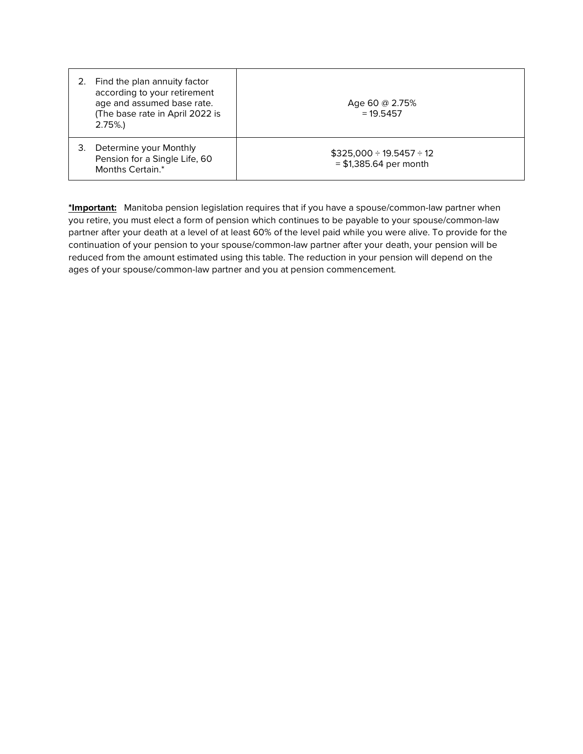| | |
|---|---|
| 2. Find the plan annuity factor according to your retirement age and assumed base rate. (The base rate in April 2022 is 2.75%.) | Age 60 @ 2.75% = 19.5457 |
| 3. Determine your Monthly Pension for a Single Life, 60 Months Certain.* | $325,000 ÷ 19.5457 ÷ 12 = $1,385.64 per month |

***Important:*** Manitoba pension legislation requires that if you have a spouse/common-law partner when you retire, you must elect a form of pension which continues to be payable to your spouse/common-law partner after your death at a level of at least 60% of the level paid while you were alive. To provide for the continuation of your pension to your spouse/common-law partner after your death, your pension will be reduced from the amount estimated using this table. The reduction in your pension will depend on the ages of your spouse/common-law partner and you at pension commencement.